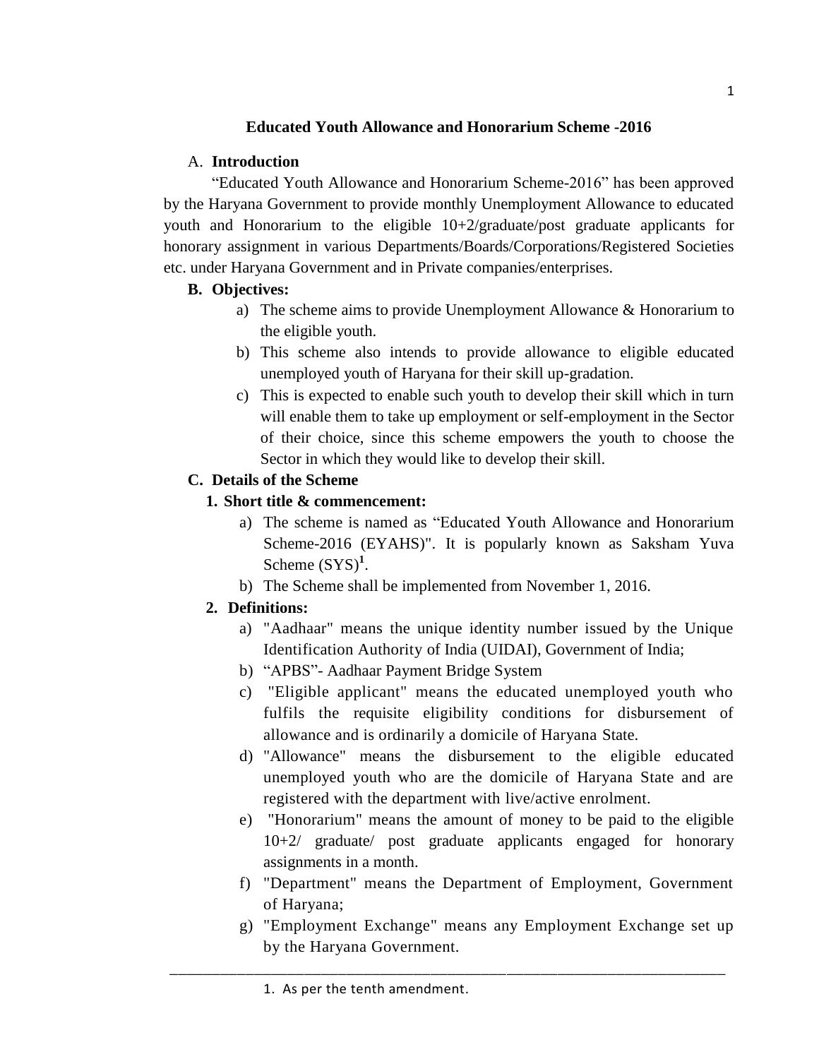# Educated Youth Allowance and Honorarium Scheme -2016

## A. Introduction

"Educated Youth Allowance and Honorarium Scheme-2016" has been approved by the Haryana Government to provide monthly Unemployment Allowance to educated youth and Honorarium to the eligible 10+2/graduate/post graduate applicants for honorary assignment in various Departments/Boards/Corporations/Registered Societies etc. under Haryana Government and in Private companies/enterprises.

## B. Objectives:

a) The scheme aims to provide Unemployment Allowance & Honorarium to the eligible youth.

b) This scheme also intends to provide allowance to eligible educated unemployed youth of Haryana for their skill up-gradation.

c) This is expected to enable such youth to develop their skill which in turn will enable them to take up employment or self-employment in the Sector of their choice, since this scheme empowers the youth to choose the Sector in which they would like to develop their skill.

## C. Details of the Scheme

### 1. Short title & commencement:

a) The scheme is named as "Educated Youth Allowance and Honorarium Scheme-2016 (EYAHS)". It is popularly known as Saksham Yuva Scheme (SYS)[1].

b) The Scheme shall be implemented from November 1, 2016.

### 2. Definitions:

a) "Aadhaar" means the unique identity number issued by the Unique Identification Authority of India (UIDAI), Government of India;

b) "APBS"- Aadhaar Payment Bridge System

c) "Eligible applicant" means the educated unemployed youth who fulfils the requisite eligibility conditions for disbursement of allowance and is ordinarily a domicile of Haryana State.

d) "Allowance" means the disbursement to the eligible educated unemployed youth who are the domicile of Haryana State and are registered with the department with live/active enrolment.

e) "Honorarium" means the amount of money to be paid to the eligible 10+2/ graduate/ post graduate applicants engaged for honorary assignments in a month.

f) "Department" means the Department of Employment, Government of Haryana;

g) "Employment Exchange" means any Employment Exchange set up by the Haryana Government.

---

1. As per the tenth amendment.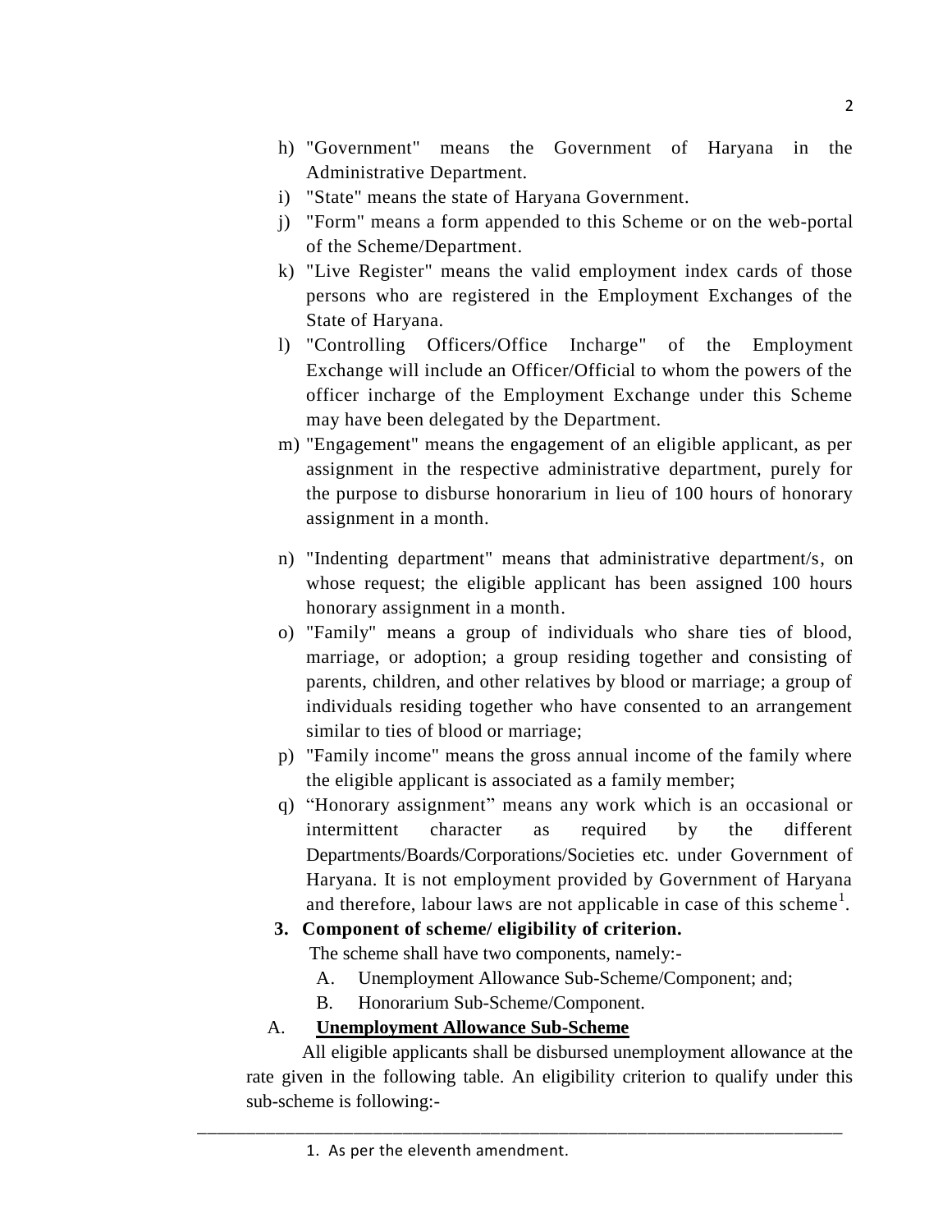h) "Government" means the Government of Haryana in the Administrative Department.

i) "State" means the state of Haryana Government.

j) "Form" means a form appended to this Scheme or on the web-portal of the Scheme/Department.

k) "Live Register" means the valid employment index cards of those persons who are registered in the Employment Exchanges of the State of Haryana.

l) "Controlling Officers/Office Incharge" of the Employment Exchange will include an Officer/Official to whom the powers of the officer incharge of the Employment Exchange under this Scheme may have been delegated by the Department.

m) "Engagement" means the engagement of an eligible applicant, as per assignment in the respective administrative department, purely for the purpose to disburse honorarium in lieu of 100 hours of honorary assignment in a month.

n) "Indenting department" means that administrative department/s, on whose request; the eligible applicant has been assigned 100 hours honorary assignment in a month.

o) "Family" means a group of individuals who share ties of blood, marriage, or adoption; a group residing together and consisting of parents, children, and other relatives by blood or marriage; a group of individuals residing together who have consented to an arrangement similar to ties of blood or marriage;

p) "Family income" means the gross annual income of the family where the eligible applicant is associated as a family member;

q) "Honorary assignment" means any work which is an occasional or intermittent character as required by the different Departments/Boards/Corporations/Societies etc. under Government of Haryana. It is not employment provided by Government of Haryana and therefore, labour laws are not applicable in case of this scheme[1].

**3. Component of scheme/ eligibility of criterion.**

The scheme shall have two components, namely:-

A. Unemployment Allowance Sub-Scheme/Component; and;

B. Honorarium Sub-Scheme/Component.

A. **Unemployment Allowance Sub-Scheme**

All eligible applicants shall be disbursed unemployment allowance at the rate given in the following table. An eligibility criterion to qualify under this sub-scheme is following:-

---

1. As per the eleventh amendment.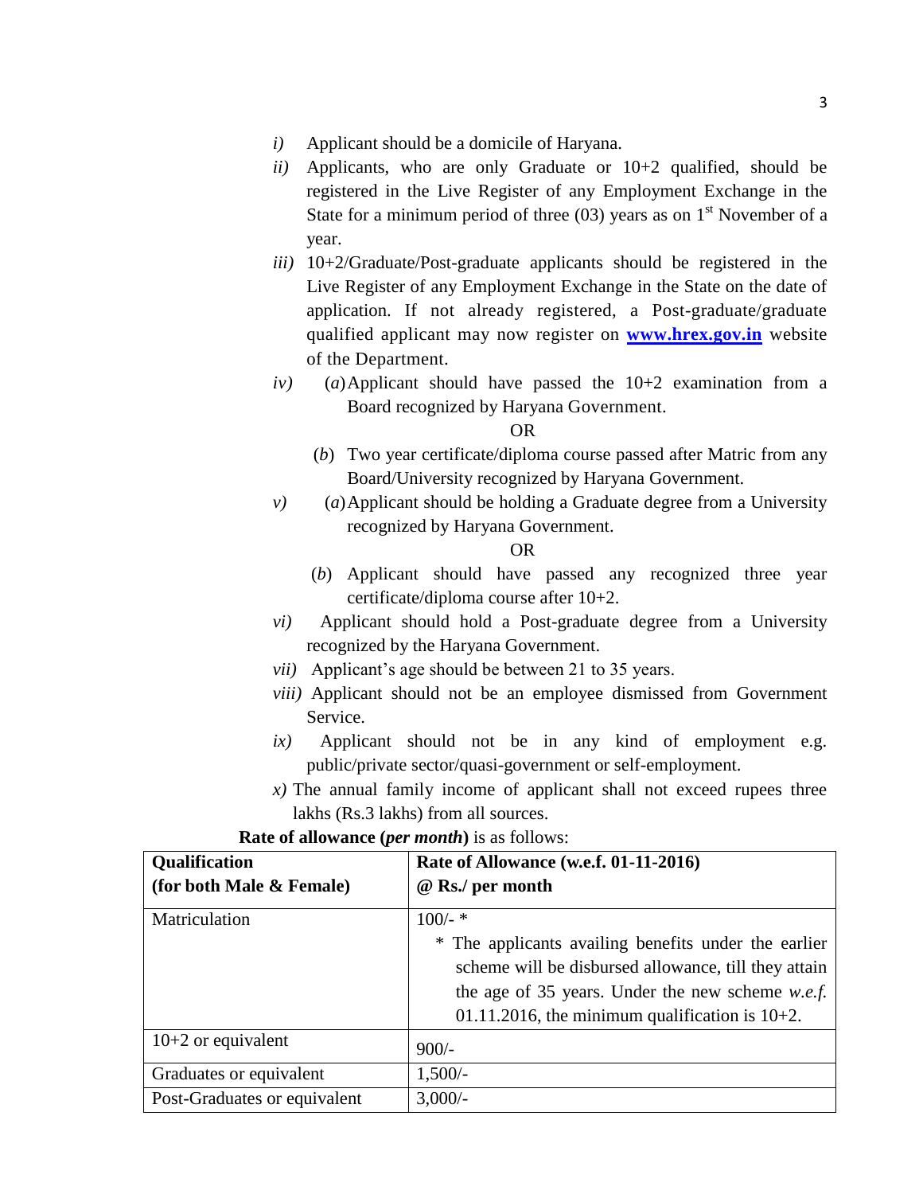*i)* Applicant should be a domicile of Haryana.

*ii)* Applicants, who are only Graduate or 10+2 qualified, should be registered in the Live Register of any Employment Exchange in the State for a minimum period of three (03) years as on 1st November of a year.

*iii)* 10+2/Graduate/Post-graduate applicants should be registered in the Live Register of any Employment Exchange in the State on the date of application. If not already registered, a Post-graduate/graduate qualified applicant may now register on **www.hrex.gov.in** website of the Department.

*iv)* (*a*) Applicant should have passed the 10+2 examination from a Board recognized by Haryana Government.

OR

(*b*) Two year certificate/diploma course passed after Matric from any Board/University recognized by Haryana Government.

*v)* (*a*) Applicant should be holding a Graduate degree from a University recognized by Haryana Government.

OR

(*b*) Applicant should have passed any recognized three year certificate/diploma course after 10+2.

*vi)* Applicant should hold a Post-graduate degree from a University recognized by the Haryana Government.

*vii)* Applicant's age should be between 21 to 35 years.

*viii)* Applicant should not be an employee dismissed from Government Service.

*ix)* Applicant should not be in any kind of employment e.g. public/private sector/quasi-government or self-employment.

*x)* The annual family income of applicant shall not exceed rupees three lakhs (Rs.3 lakhs) from all sources.

**Rate of allowance (*per month*)** is as follows:

| **Qualification (for both Male & Female)** | **Rate of Allowance (w.e.f. 01-11-2016) @ Rs./ per month** |
|---|---|
| Matriculation | 100/- * <br> * The applicants availing benefits under the earlier scheme will be disbursed allowance, till they attain the age of 35 years. Under the new scheme *w.e.f.* 01.11.2016, the minimum qualification is 10+2. |
| 10+2 or equivalent | 900/- |
| Graduates or equivalent | 1,500/- |
| Post-Graduates or equivalent | 3,000/- |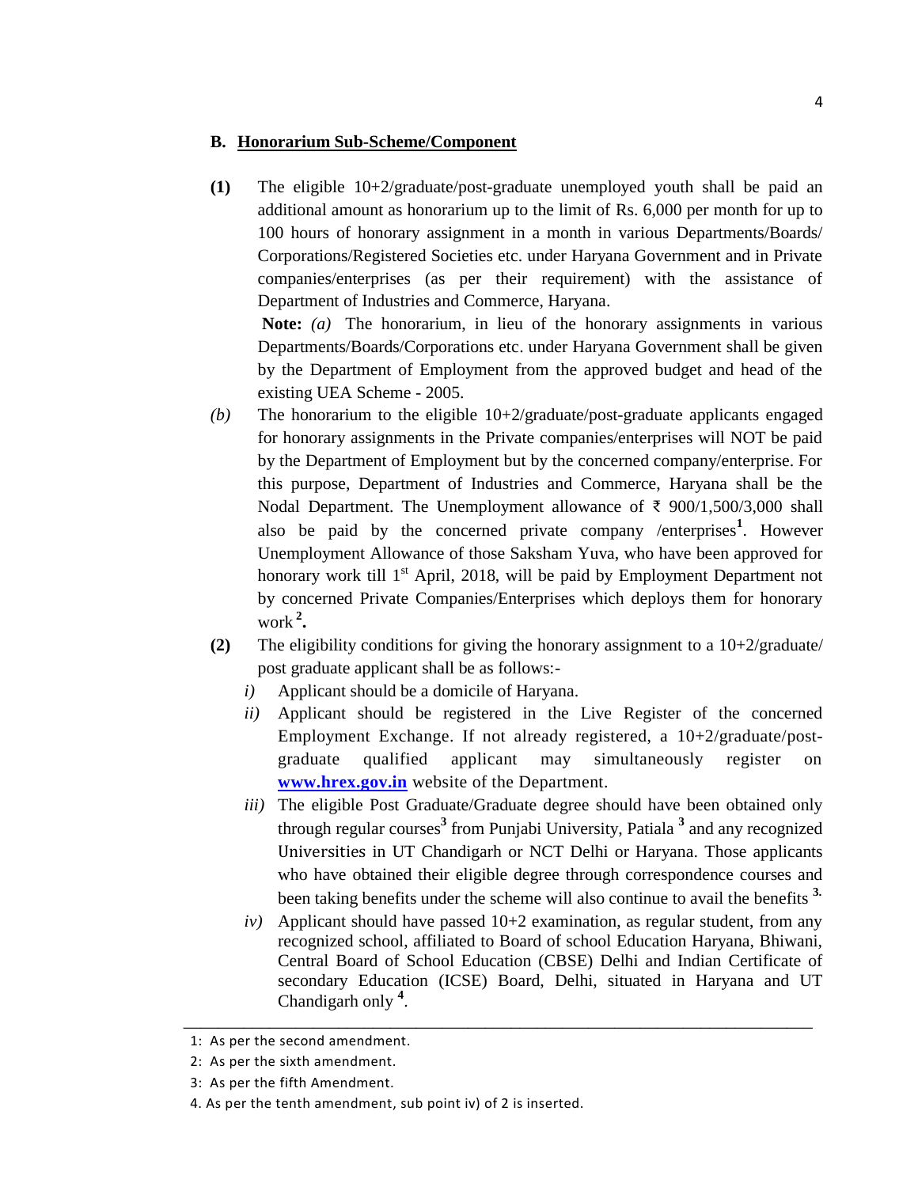**B. Honorarium Sub-Scheme/Component**

**(1)** The eligible 10+2/graduate/post-graduate unemployed youth shall be paid an additional amount as honorarium up to the limit of Rs. 6,000 per month for up to 100 hours of honorary assignment in a month in various Departments/Boards/ Corporations/Registered Societies etc. under Haryana Government and in Private companies/enterprises (as per their requirement) with the assistance of Department of Industries and Commerce, Haryana.

**Note:** *(a)* The honorarium, in lieu of the honorary assignments in various Departments/Boards/Corporations etc. under Haryana Government shall be given by the Department of Employment from the approved budget and head of the existing UEA Scheme - 2005.

*(b)* The honorarium to the eligible 10+2/graduate/post-graduate applicants engaged for honorary assignments in the Private companies/enterprises will NOT be paid by the Department of Employment but by the concerned company/enterprise. For this purpose, Department of Industries and Commerce, Haryana shall be the Nodal Department. The Unemployment allowance of ₹ 900/1,500/3,000 shall also be paid by the concerned private company /enterprises[1]. However Unemployment Allowance of those Saksham Yuva, who have been approved for honorary work till 1st April, 2018, will be paid by Employment Department not by concerned Private Companies/Enterprises which deploys them for honorary work[2].

**(2)** The eligibility conditions for giving the honorary assignment to a 10+2/graduate/ post graduate applicant shall be as follows:-

*i)* Applicant should be a domicile of Haryana.

*ii)* Applicant should be registered in the Live Register of the concerned Employment Exchange. If not already registered, a 10+2/graduate/post-graduate qualified applicant may simultaneously register on **www.hrex.gov.in** website of the Department.

*iii)* The eligible Post Graduate/Graduate degree should have been obtained only through regular courses[3] from Punjabi University, Patiala [3] and any recognized Universities in UT Chandigarh or NCT Delhi or Haryana. Those applicants who have obtained their eligible degree through correspondence courses and been taking benefits under the scheme will also continue to avail the benefits [3].

*iv)* Applicant should have passed 10+2 examination, as regular student, from any recognized school, affiliated to Board of school Education Haryana, Bhiwani, Central Board of School Education (CBSE) Delhi and Indian Certificate of secondary Education (ICSE) Board, Delhi, situated in Haryana and UT Chandigarh only [4].

---

1: As per the second amendment.

2: As per the sixth amendment.

3: As per the fifth Amendment.

4. As per the tenth amendment, sub point iv) of 2 is inserted.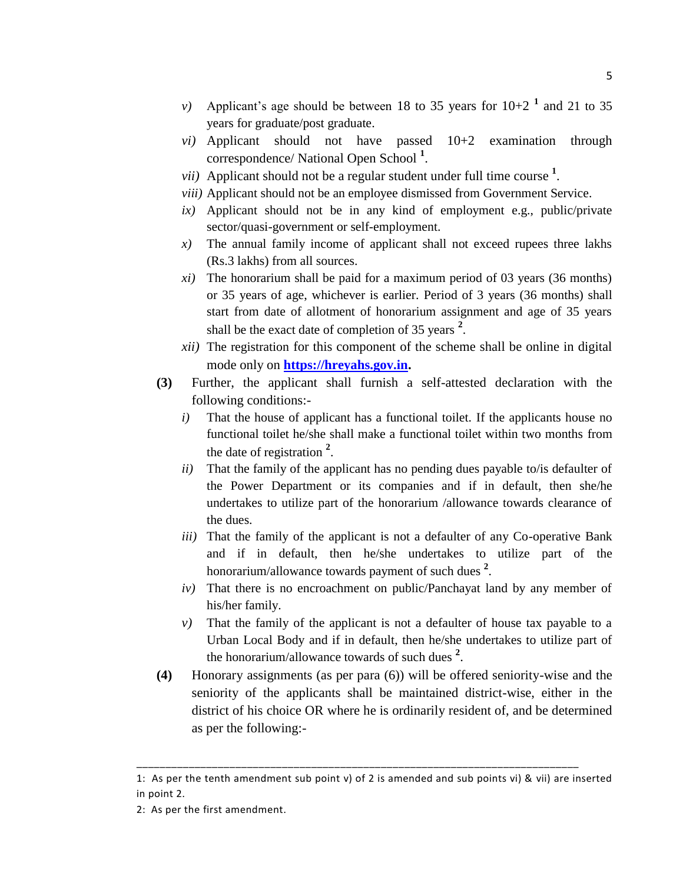*v)* Applicant's age should be between 18 to 35 years for 10+2 [1] and 21 to 35 years for graduate/post graduate.

*vi)* Applicant should not have passed 10+2 examination through correspondence/ National Open School [1].

*vii)* Applicant should not be a regular student under full time course [1].

*viii)* Applicant should not be an employee dismissed from Government Service.

*ix)* Applicant should not be in any kind of employment e.g., public/private sector/quasi-government or self-employment.

*x)* The annual family income of applicant shall not exceed rupees three lakhs (Rs.3 lakhs) from all sources.

*xi)* The honorarium shall be paid for a maximum period of 03 years (36 months) or 35 years of age, whichever is earlier. Period of 3 years (36 months) shall start from date of allotment of honorarium assignment and age of 35 years shall be the exact date of completion of 35 years [2].

*xii)* The registration for this component of the scheme shall be online in digital mode only on **https://hreyahs.gov.in.**

**(3)** Further, the applicant shall furnish a self-attested declaration with the following conditions:-

*i)* That the house of applicant has a functional toilet. If the applicants house no functional toilet he/she shall make a functional toilet within two months from the date of registration [2].

*ii)* That the family of the applicant has no pending dues payable to/is defaulter of the Power Department or its companies and if in default, then she/he undertakes to utilize part of the honorarium /allowance towards clearance of the dues.

*iii)* That the family of the applicant is not a defaulter of any Co-operative Bank and if in default, then he/she undertakes to utilize part of the honorarium/allowance towards payment of such dues [2].

*iv)* That there is no encroachment on public/Panchayat land by any member of his/her family.

*v)* That the family of the applicant is not a defaulter of house tax payable to a Urban Local Body and if in default, then he/she undertakes to utilize part of the honorarium/allowance towards of such dues [2].

**(4)** Honorary assignments (as per para (6)) will be offered seniority-wise and the seniority of the applicants shall be maintained district-wise, either in the district of his choice OR where he is ordinarily resident of, and be determined as per the following:-

---

1: As per the tenth amendment sub point v) of 2 is amended and sub points vi) & vii) are inserted in point 2.

2: As per the first amendment.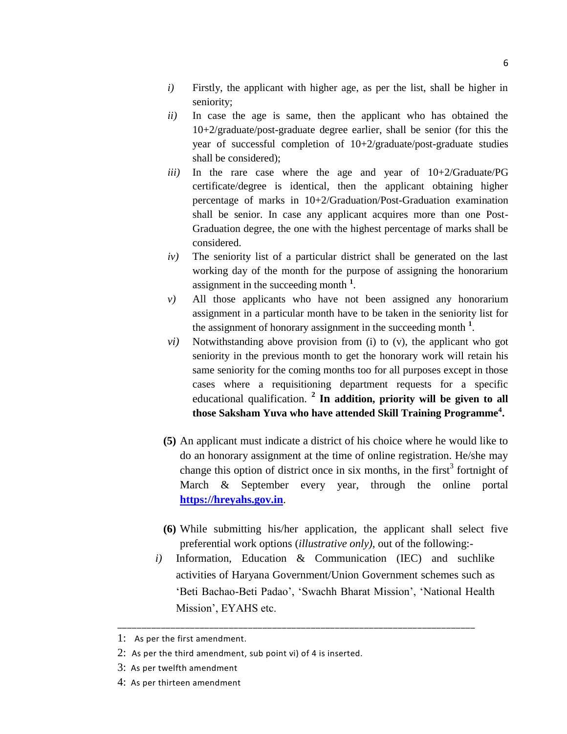*i)* Firstly, the applicant with higher age, as per the list, shall be higher in seniority;

*ii)* In case the age is same, then the applicant who has obtained the 10+2/graduate/post-graduate degree earlier, shall be senior (for this the year of successful completion of 10+2/graduate/post-graduate studies shall be considered);

*iii)* In the rare case where the age and year of 10+2/Graduate/PG certificate/degree is identical, then the applicant obtaining higher percentage of marks in 10+2/Graduation/Post-Graduation examination shall be senior. In case any applicant acquires more than one Post-Graduation degree, the one with the highest percentage of marks shall be considered.

*iv)* The seniority list of a particular district shall be generated on the last working day of the month for the purpose of assigning the honorarium assignment in the succeeding month [1].

*v)* All those applicants who have not been assigned any honorarium assignment in a particular month have to be taken in the seniority list for the assignment of honorary assignment in the succeeding month [1].

*vi)* Notwithstanding above provision from (i) to (v), the applicant who got seniority in the previous month to get the honorary work will retain his same seniority for the coming months too for all purposes except in those cases where a requisitioning department requests for a specific educational qualification. [2] **In addition, priority will be given to all those Saksham Yuva who have attended Skill Training Programme[4].**

**(5)** An applicant must indicate a district of his choice where he would like to do an honorary assignment at the time of online registration. He/she may change this option of district once in six months, in the first[3] fortnight of March & September every year, through the online portal **https://hreyahs.gov.in**.

**(6)** While submitting his/her application, the applicant shall select five preferential work options (*illustrative only)*, out of the following:-

*i)* Information, Education & Communication (IEC) and suchlike activities of Haryana Government/Union Government schemes such as 'Beti Bachao-Beti Padao', 'Swachh Bharat Mission', 'National Health Mission', EYAHS etc.

---

1: As per the first amendment.

2: As per the third amendment, sub point vi) of 4 is inserted.

3: As per twelfth amendment

4: As per thirteen amendment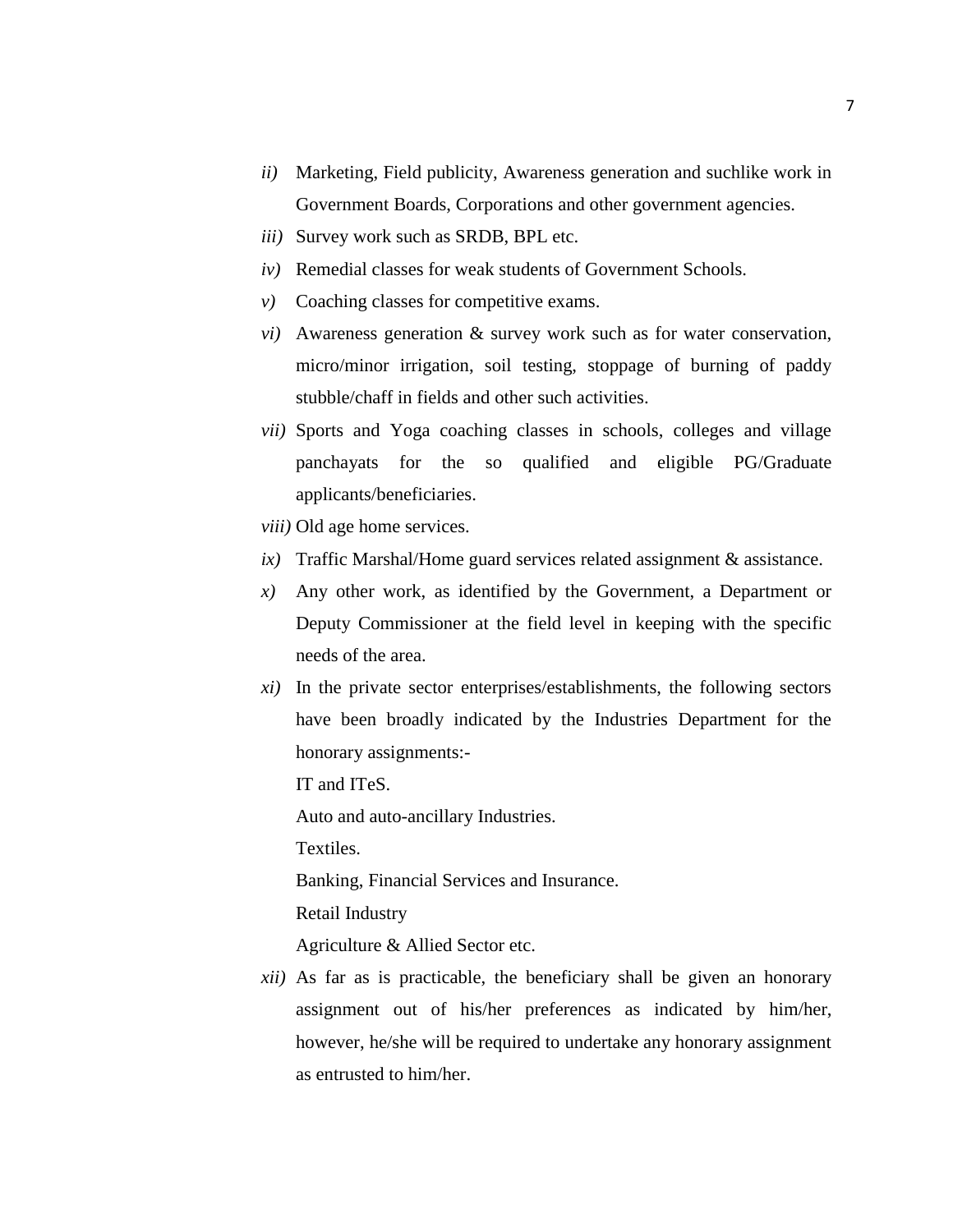*ii)* Marketing, Field publicity, Awareness generation and suchlike work in Government Boards, Corporations and other government agencies.

*iii)* Survey work such as SRDB, BPL etc.

*iv)* Remedial classes for weak students of Government Schools.

*v)* Coaching classes for competitive exams.

*vi)* Awareness generation & survey work such as for water conservation, micro/minor irrigation, soil testing, stoppage of burning of paddy stubble/chaff in fields and other such activities.

*vii)* Sports and Yoga coaching classes in schools, colleges and village panchayats for the so qualified and eligible PG/Graduate applicants/beneficiaries.

*viii)* Old age home services.

*ix)* Traffic Marshal/Home guard services related assignment & assistance.

*x)* Any other work, as identified by the Government, a Department or Deputy Commissioner at the field level in keeping with the specific needs of the area.

*xi)* In the private sector enterprises/establishments, the following sectors have been broadly indicated by the Industries Department for the honorary assignments:-

IT and ITeS.

Auto and auto-ancillary Industries.

Textiles.

Banking, Financial Services and Insurance.

Retail Industry

Agriculture & Allied Sector etc.

*xii)* As far as is practicable, the beneficiary shall be given an honorary assignment out of his/her preferences as indicated by him/her, however, he/she will be required to undertake any honorary assignment as entrusted to him/her.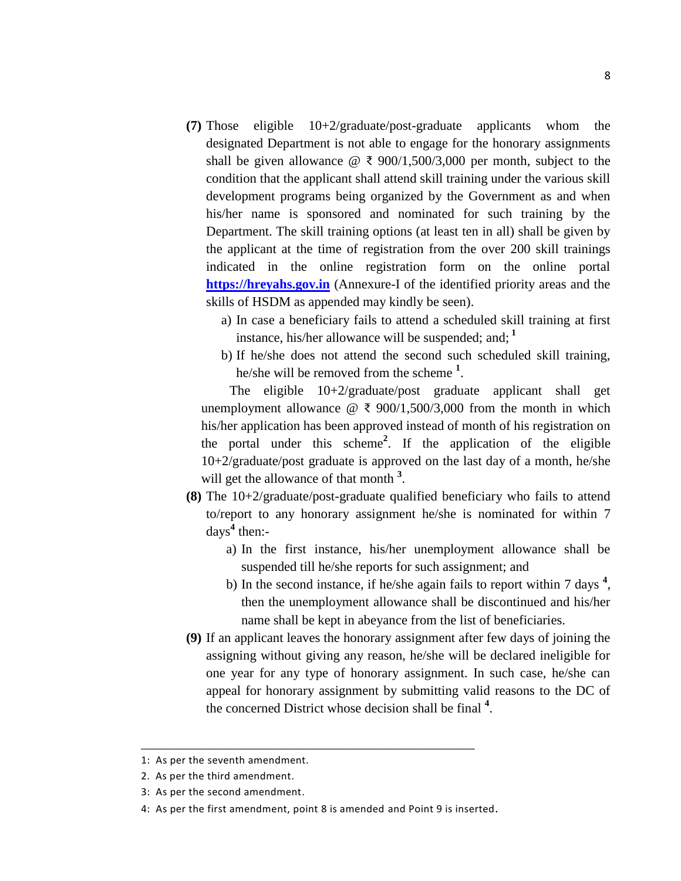**(7)** Those eligible 10+2/graduate/post-graduate applicants whom the designated Department is not able to engage for the honorary assignments shall be given allowance @ ₹ 900/1,500/3,000 per month, subject to the condition that the applicant shall attend skill training under the various skill development programs being organized by the Government as and when his/her name is sponsored and nominated for such training by the Department. The skill training options (at least ten in all) shall be given by the applicant at the time of registration from the over 200 skill trainings indicated in the online registration form on the online portal **https://hreyahs.gov.in** (Annexure-I of the identified priority areas and the skills of HSDM as appended may kindly be seen).

a) In case a beneficiary fails to attend a scheduled skill training at first instance, his/her allowance will be suspended; and; [1]

b) If he/she does not attend the second such scheduled skill training, he/she will be removed from the scheme [1].

The eligible 10+2/graduate/post graduate applicant shall get unemployment allowance @ ₹ 900/1,500/3,000 from the month in which his/her application has been approved instead of month of his registration on the portal under this scheme[2]. If the application of the eligible 10+2/graduate/post graduate is approved on the last day of a month, he/she will get the allowance of that month [3].

**(8)** The 10+2/graduate/post-graduate qualified beneficiary who fails to attend to/report to any honorary assignment he/she is nominated for within 7 days[4] then:-

a) In the first instance, his/her unemployment allowance shall be suspended till he/she reports for such assignment; and

b) In the second instance, if he/she again fails to report within 7 days [4], then the unemployment allowance shall be discontinued and his/her name shall be kept in abeyance from the list of beneficiaries.

**(9)** If an applicant leaves the honorary assignment after few days of joining the assigning without giving any reason, he/she will be declared ineligible for one year for any type of honorary assignment. In such case, he/she can appeal for honorary assignment by submitting valid reasons to the DC of the concerned District whose decision shall be final [4].

---

1: As per the seventh amendment.

2. As per the third amendment.

3: As per the second amendment.

4: As per the first amendment, point 8 is amended and Point 9 is inserted.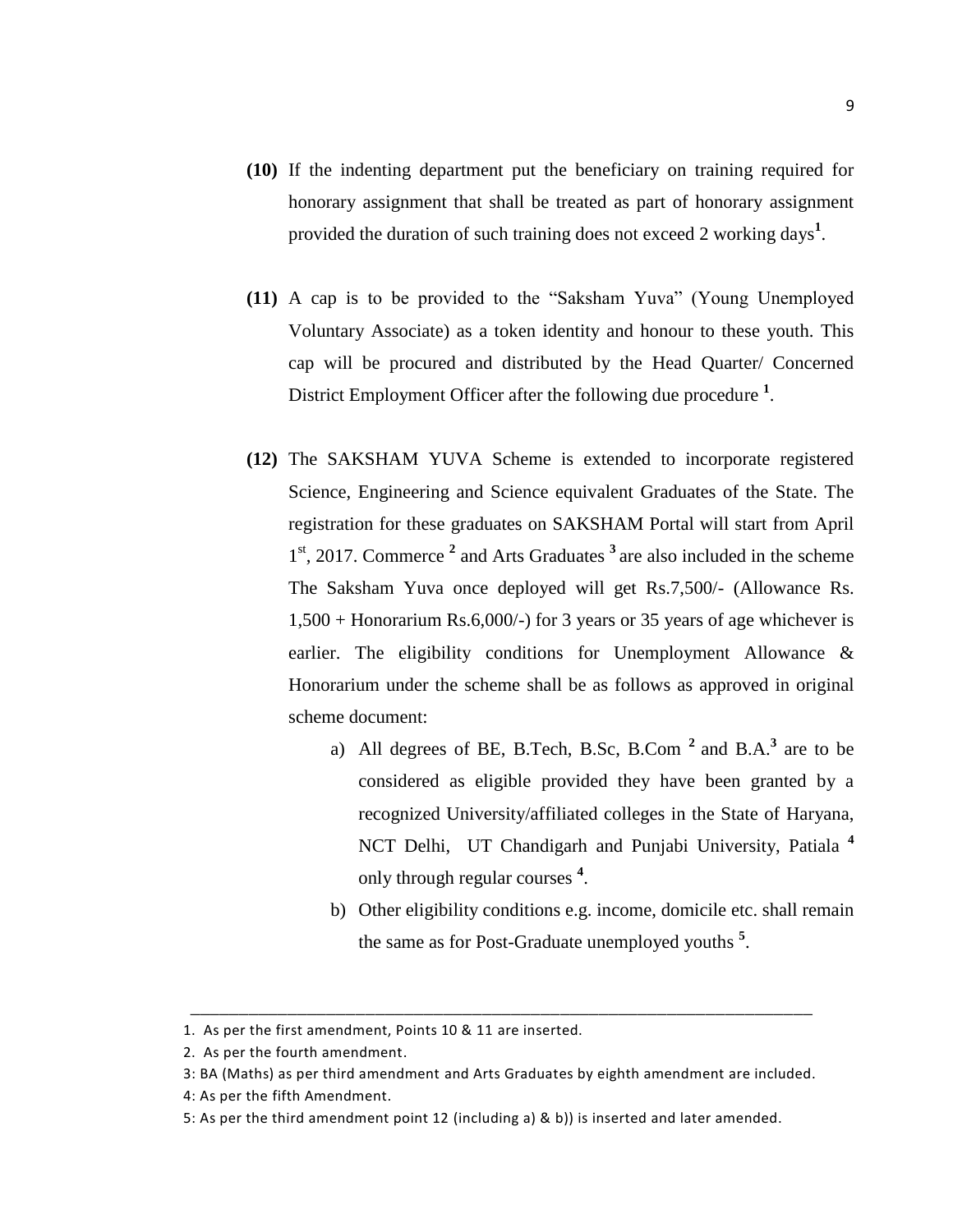**(10)** If the indenting department put the beneficiary on training required for honorary assignment that shall be treated as part of honorary assignment provided the duration of such training does not exceed 2 working days[1].

**(11)** A cap is to be provided to the "Saksham Yuva" (Young Unemployed Voluntary Associate) as a token identity and honour to these youth. This cap will be procured and distributed by the Head Quarter/ Concerned District Employment Officer after the following due procedure [1].

**(12)** The SAKSHAM YUVA Scheme is extended to incorporate registered Science, Engineering and Science equivalent Graduates of the State. The registration for these graduates on SAKSHAM Portal will start from April 1st, 2017. Commerce [2] and Arts Graduates [3] are also included in the scheme The Saksham Yuva once deployed will get Rs.7,500/- (Allowance Rs. 1,500 + Honorarium Rs.6,000/-) for 3 years or 35 years of age whichever is earlier. The eligibility conditions for Unemployment Allowance & Honorarium under the scheme shall be as follows as approved in original scheme document:

a) All degrees of BE, B.Tech, B.Sc, B.Com [2] and B.A.[3] are to be considered as eligible provided they have been granted by a recognized University/affiliated colleges in the State of Haryana, NCT Delhi, UT Chandigarh and Punjabi University, Patiala [4] only through regular courses [4].

b) Other eligibility conditions e.g. income, domicile etc. shall remain the same as for Post-Graduate unemployed youths [5].

---

1. As per the first amendment, Points 10 & 11 are inserted.
2. As per the fourth amendment.
3: BA (Maths) as per third amendment and Arts Graduates by eighth amendment are included.
4: As per the fifth Amendment.
5: As per the third amendment point 12 (including a) & b)) is inserted and later amended.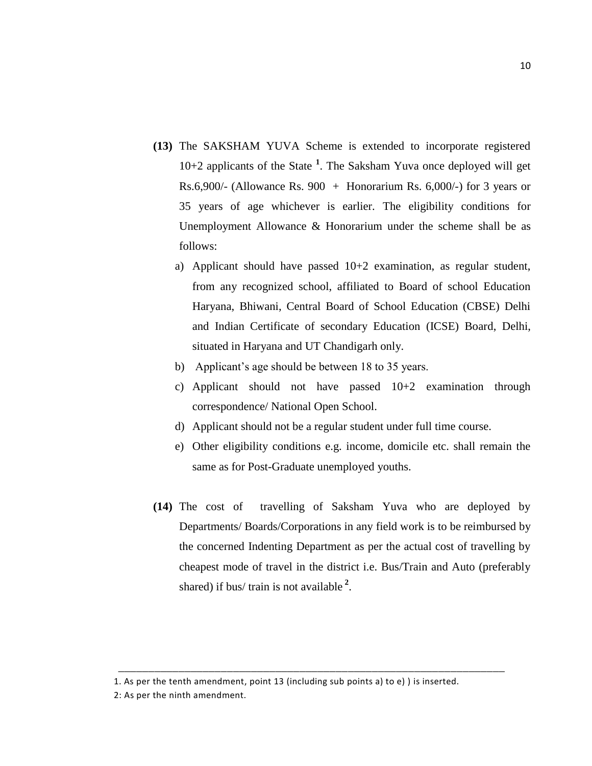**(13)** The SAKSHAM YUVA Scheme is extended to incorporate registered 10+2 applicants of the State [1]. The Saksham Yuva once deployed will get Rs.6,900/- (Allowance Rs. 900 + Honorarium Rs. 6,000/-) for 3 years or 35 years of age whichever is earlier. The eligibility conditions for Unemployment Allowance & Honorarium under the scheme shall be as follows:

a) Applicant should have passed 10+2 examination, as regular student, from any recognized school, affiliated to Board of school Education Haryana, Bhiwani, Central Board of School Education (CBSE) Delhi and Indian Certificate of secondary Education (ICSE) Board, Delhi, situated in Haryana and UT Chandigarh only.

b) Applicant's age should be between 18 to 35 years.

c) Applicant should not have passed 10+2 examination through correspondence/ National Open School.

d) Applicant should not be a regular student under full time course.

e) Other eligibility conditions e.g. income, domicile etc. shall remain the same as for Post-Graduate unemployed youths.

**(14)** The cost of travelling of Saksham Yuva who are deployed by Departments/ Boards/Corporations in any field work is to be reimbursed by the concerned Indenting Department as per the actual cost of travelling by cheapest mode of travel in the district i.e. Bus/Train and Auto (preferably shared) if bus/ train is not available [2].

---

1. As per the tenth amendment, point 13 (including sub points a) to e) ) is inserted.

2: As per the ninth amendment.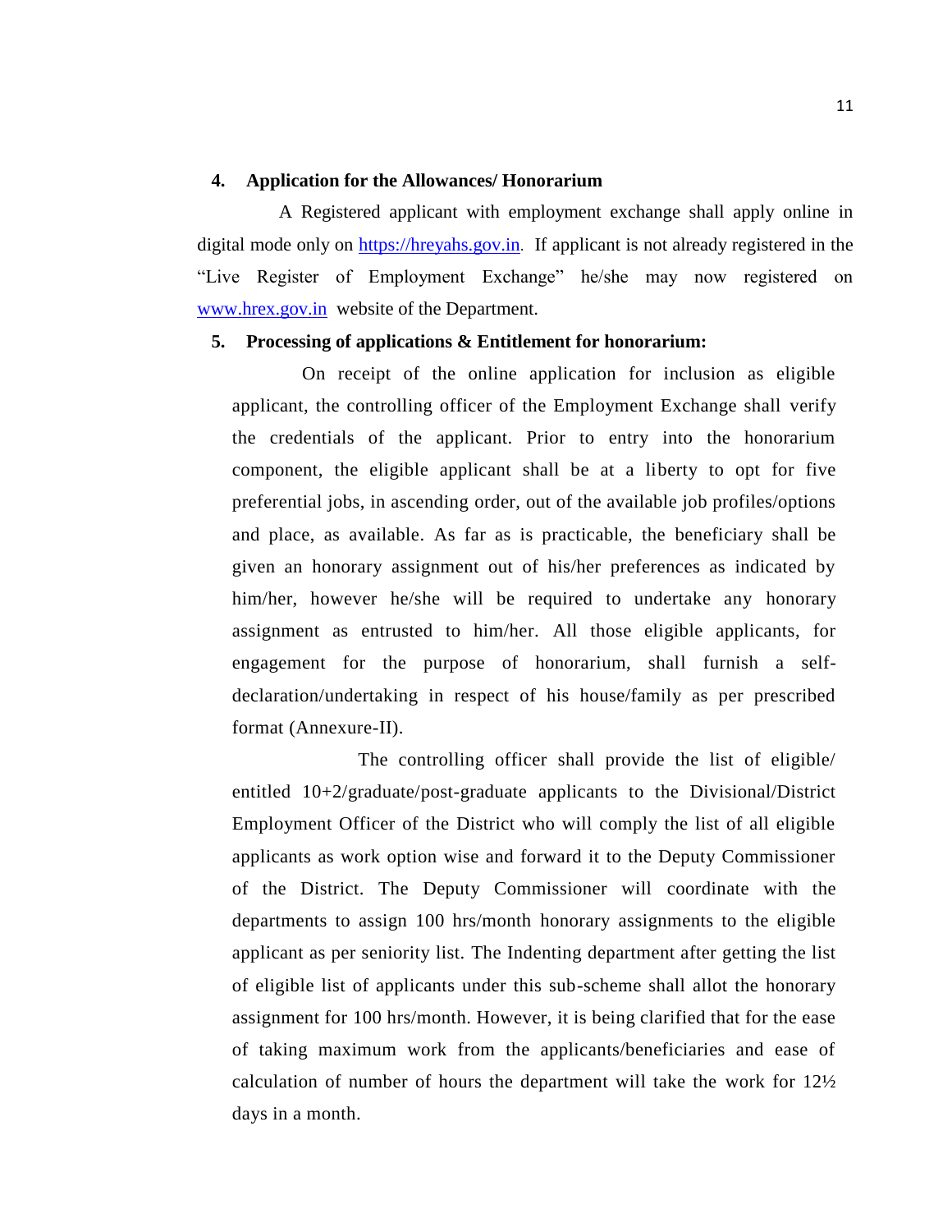**4. Application for the Allowances/ Honorarium**

A Registered applicant with employment exchange shall apply online in digital mode only on https://hreyahs.gov.in. If applicant is not already registered in the "Live Register of Employment Exchange" he/she may now registered on www.hrex.gov.in website of the Department.

**5. Processing of applications & Entitlement for honorarium:**

On receipt of the online application for inclusion as eligible applicant, the controlling officer of the Employment Exchange shall verify the credentials of the applicant. Prior to entry into the honorarium component, the eligible applicant shall be at a liberty to opt for five preferential jobs, in ascending order, out of the available job profiles/options and place, as available. As far as is practicable, the beneficiary shall be given an honorary assignment out of his/her preferences as indicated by him/her, however he/she will be required to undertake any honorary assignment as entrusted to him/her. All those eligible applicants, for engagement for the purpose of honorarium, shall furnish a self-declaration/undertaking in respect of his house/family as per prescribed format (Annexure-II).

The controlling officer shall provide the list of eligible/ entitled 10+2/graduate/post-graduate applicants to the Divisional/District Employment Officer of the District who will comply the list of all eligible applicants as work option wise and forward it to the Deputy Commissioner of the District. The Deputy Commissioner will coordinate with the departments to assign 100 hrs/month honorary assignments to the eligible applicant as per seniority list. The Indenting department after getting the list of eligible list of applicants under this sub-scheme shall allot the honorary assignment for 100 hrs/month. However, it is being clarified that for the ease of taking maximum work from the applicants/beneficiaries and ease of calculation of number of hours the department will take the work for 12½ days in a month.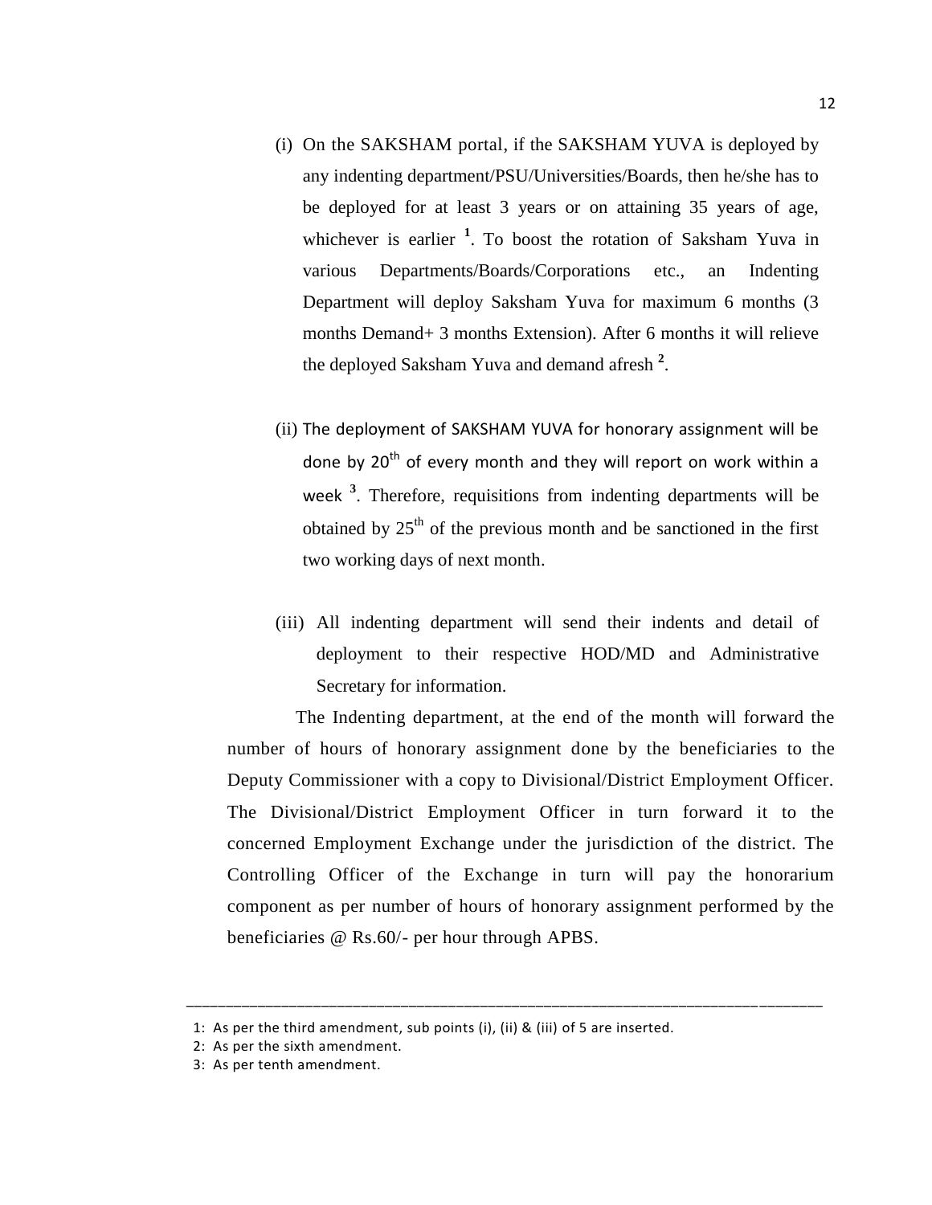(i) On the SAKSHAM portal, if the SAKSHAM YUVA is deployed by any indenting department/PSU/Universities/Boards, then he/she has to be deployed for at least 3 years or on attaining 35 years of age, whichever is earlier [1]. To boost the rotation of Saksham Yuva in various Departments/Boards/Corporations etc., an Indenting Department will deploy Saksham Yuva for maximum 6 months (3 months Demand+ 3 months Extension). After 6 months it will relieve the deployed Saksham Yuva and demand afresh [2].

(ii) The deployment of SAKSHAM YUVA for honorary assignment will be done by 20th of every month and they will report on work within a week [3]. Therefore, requisitions from indenting departments will be obtained by 25th of the previous month and be sanctioned in the first two working days of next month.

(iii) All indenting department will send their indents and detail of deployment to their respective HOD/MD and Administrative Secretary for information.

The Indenting department, at the end of the month will forward the number of hours of honorary assignment done by the beneficiaries to the Deputy Commissioner with a copy to Divisional/District Employment Officer. The Divisional/District Employment Officer in turn forward it to the concerned Employment Exchange under the jurisdiction of the district. The Controlling Officer of the Exchange in turn will pay the honorarium component as per number of hours of honorary assignment performed by the beneficiaries @ Rs.60/- per hour through APBS.

---

1: As per the third amendment, sub points (i), (ii) & (iii) of 5 are inserted.
2: As per the sixth amendment.
3: As per tenth amendment.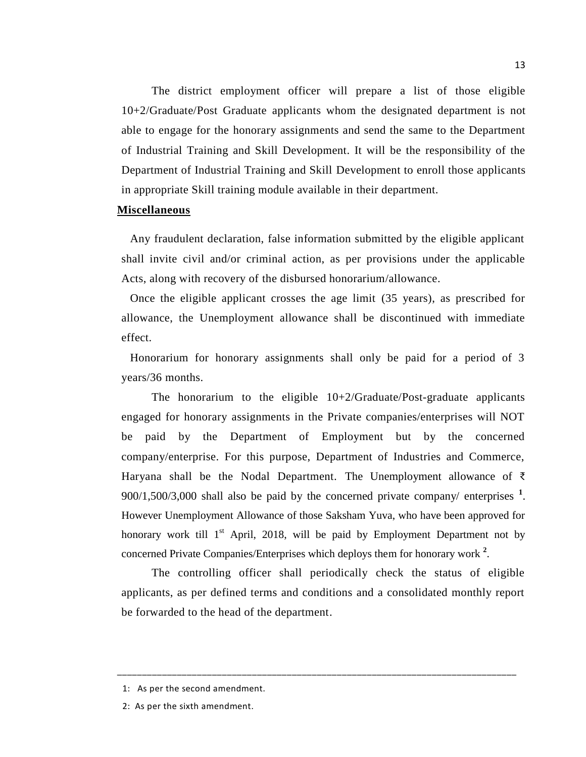The district employment officer will prepare a list of those eligible 10+2/Graduate/Post Graduate applicants whom the designated department is not able to engage for the honorary assignments and send the same to the Department of Industrial Training and Skill Development. It will be the responsibility of the Department of Industrial Training and Skill Development to enroll those applicants in appropriate Skill training module available in their department.

**Miscellaneous**

Any fraudulent declaration, false information submitted by the eligible applicant shall invite civil and/or criminal action, as per provisions under the applicable Acts, along with recovery of the disbursed honorarium/allowance.

Once the eligible applicant crosses the age limit (35 years), as prescribed for allowance, the Unemployment allowance shall be discontinued with immediate effect.

Honorarium for honorary assignments shall only be paid for a period of 3 years/36 months.

The honorarium to the eligible 10+2/Graduate/Post-graduate applicants engaged for honorary assignments in the Private companies/enterprises will NOT be paid by the Department of Employment but by the concerned company/enterprise. For this purpose, Department of Industries and Commerce, Haryana shall be the Nodal Department. The Unemployment allowance of ₹ 900/1,500/3,000 shall also be paid by the concerned private company/ enterprises [1]. However Unemployment Allowance of those Saksham Yuva, who have been approved for honorary work till 1st April, 2018, will be paid by Employment Department not by concerned Private Companies/Enterprises which deploys them for honorary work [2].

The controlling officer shall periodically check the status of eligible applicants, as per defined terms and conditions and a consolidated monthly report be forwarded to the head of the department.

---

1: As per the second amendment.

2: As per the sixth amendment.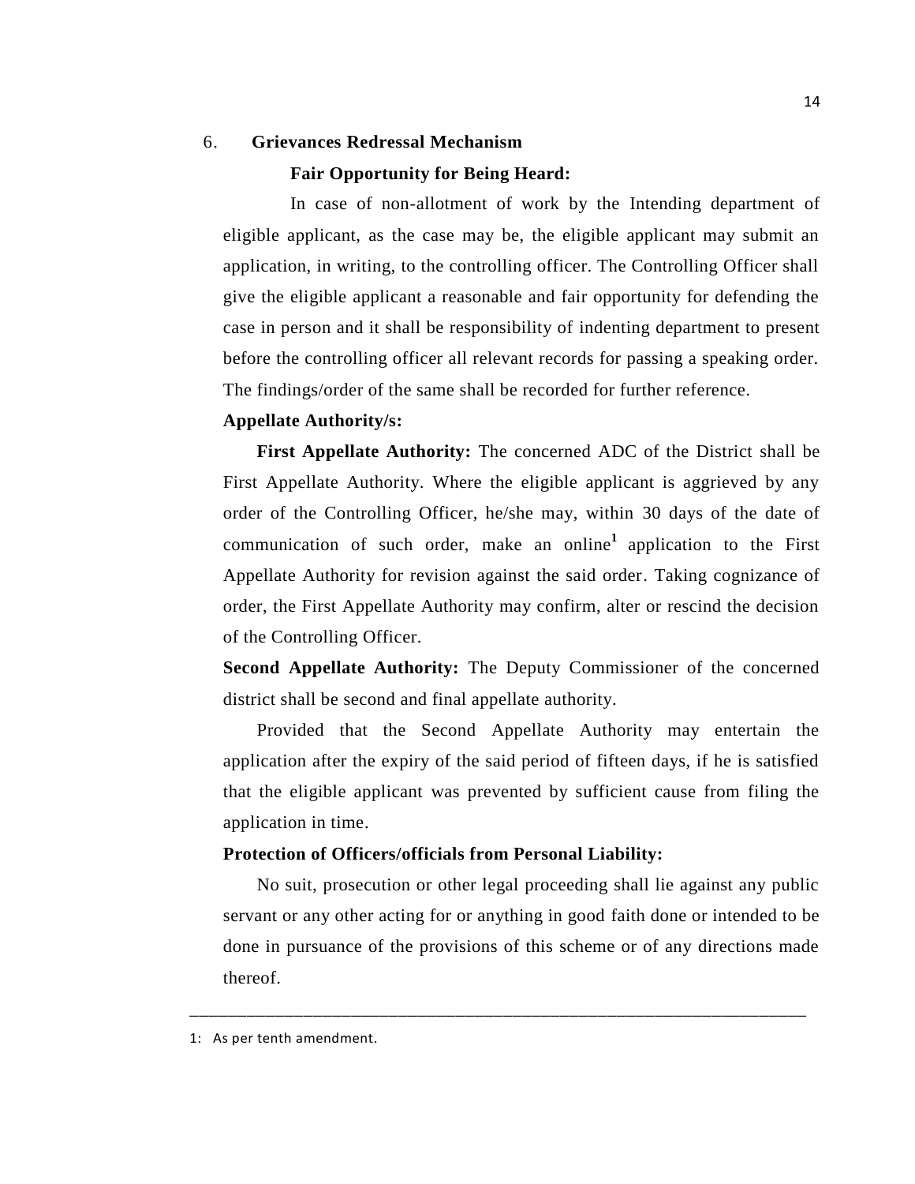## 6. Grievances Redressal Mechanism

**Fair Opportunity for Being Heard:**

In case of non-allotment of work by the Intending department of eligible applicant, as the case may be, the eligible applicant may submit an application, in writing, to the controlling officer. The Controlling Officer shall give the eligible applicant a reasonable and fair opportunity for defending the case in person and it shall be responsibility of indenting department to present before the controlling officer all relevant records for passing a speaking order. The findings/order of the same shall be recorded for further reference.

**Appellate Authority/s:**

**First Appellate Authority:** The concerned ADC of the District shall be First Appellate Authority. Where the eligible applicant is aggrieved by any order of the Controlling Officer, he/she may, within 30 days of the date of communication of such order, make an online[1] application to the First Appellate Authority for revision against the said order. Taking cognizance of order, the First Appellate Authority may confirm, alter or rescind the decision of the Controlling Officer.

**Second Appellate Authority:** The Deputy Commissioner of the concerned district shall be second and final appellate authority.

Provided that the Second Appellate Authority may entertain the application after the expiry of the said period of fifteen days, if he is satisfied that the eligible applicant was prevented by sufficient cause from filing the application in time.

**Protection of Officers/officials from Personal Liability:**

No suit, prosecution or other legal proceeding shall lie against any public servant or any other acting for or anything in good faith done or intended to be done in pursuance of the provisions of this scheme or of any directions made thereof.

---

1: As per tenth amendment.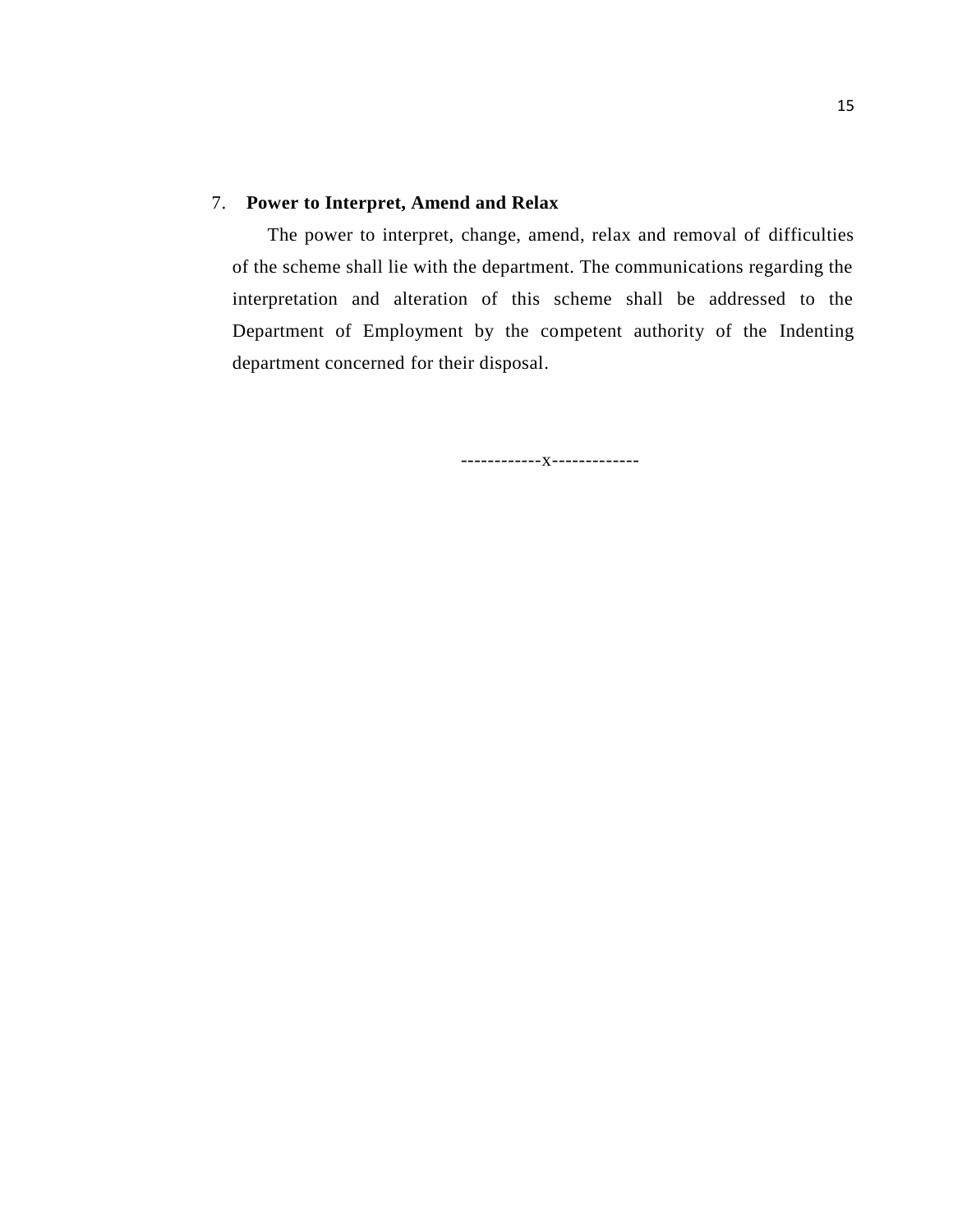7. **Power to Interpret, Amend and Relax**

The power to interpret, change, amend, relax and removal of difficulties of the scheme shall lie with the department. The communications regarding the interpretation and alteration of this scheme shall be addressed to the Department of Employment by the competent authority of the Indenting department concerned for their disposal.

------------x-------------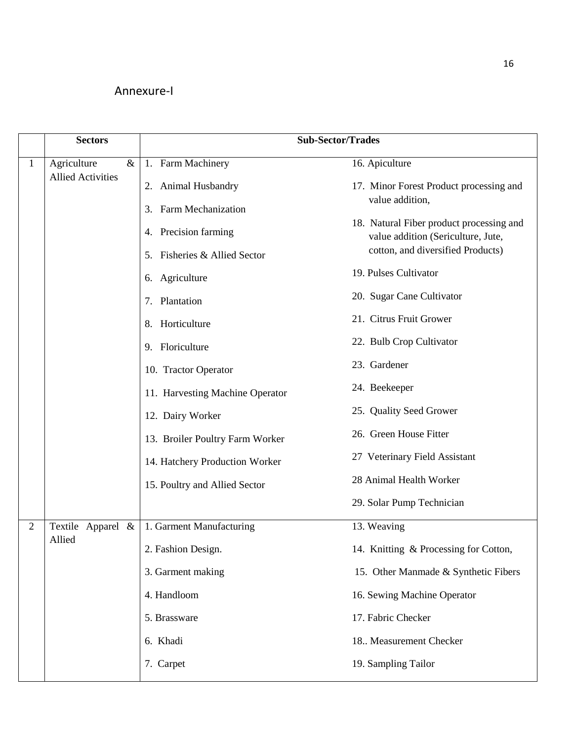Annexure-I

| | Sectors | Sub-Sector/Trades | |
|---|---|---|---|
| 1 | Agriculture & Allied Activities | 1. Farm Machinery | 16. Apiculture |
| | | 2. Animal Husbandry | 17. Minor Forest Product processing and value addition, |
| | | 3. Farm Mechanization | 18. Natural Fiber product processing and value addition (Sericulture, Jute, cotton, and diversified Products) |
| | | 4. Precision farming | 19. Pulses Cultivator |
| | | 5. Fisheries & Allied Sector | 20. Sugar Cane Cultivator |
| | | 6. Agriculture | 21. Citrus Fruit Grower |
| | | 7. Plantation | 22. Bulb Crop Cultivator |
| | | 8. Horticulture | 23. Gardener |
| | | 9. Floriculture | 24. Beekeeper |
| | | 10. Tractor Operator | 25. Quality Seed Grower |
| | | 11. Harvesting Machine Operator | 26. Green House Fitter |
| | | 12. Dairy Worker | 27 Veterinary Field Assistant |
| | | 13. Broiler Poultry Farm Worker | 28 Animal Health Worker |
| | | 14. Hatchery Production Worker | 29. Solar Pump Technician |
| | | 15. Poultry and Allied Sector | |
| 2 | Textile Apparel & Allied | 1. Garment Manufacturing | 13. Weaving |
| | | 2. Fashion Design. | 14. Knitting & Processing for Cotton, |
| | | 3. Garment making | 15. Other Manmade & Synthetic Fibers |
| | | 4. Handloom | 16. Sewing Machine Operator |
| | | 5. Brassware | 17. Fabric Checker |
| | | 6. Khadi | 18.. Measurement Checker |
| | | 7. Carpet | 19. Sampling Tailor |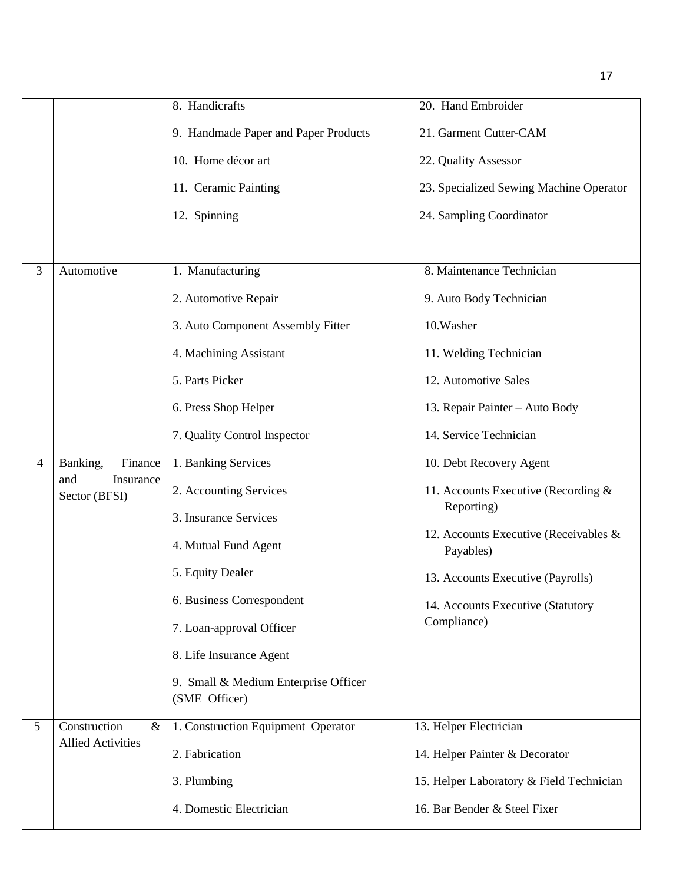| | | | |
|---|---|---|---|
| | | 8. Handicrafts<br>9. Handmade Paper and Paper Products<br>10. Home décor art<br>11. Ceramic Painting<br>12. Spinning | 20. Hand Embroider<br>21. Garment Cutter-CAM<br>22. Quality Assessor<br>23. Specialized Sewing Machine Operator<br>24. Sampling Coordinator |
| 3 | Automotive | 1. Manufacturing<br>2. Automotive Repair<br>3. Auto Component Assembly Fitter<br>4. Machining Assistant<br>5. Parts Picker<br>6. Press Shop Helper<br>7. Quality Control Inspector | 8. Maintenance Technician<br>9. Auto Body Technician<br>10.Washer<br>11. Welding Technician<br>12. Automotive Sales<br>13. Repair Painter – Auto Body<br>14. Service Technician |
| 4 | Banking, Finance and Insurance Sector (BFSI) | 1. Banking Services<br>2. Accounting Services<br>3. Insurance Services<br>4. Mutual Fund Agent<br>5. Equity Dealer<br>6. Business Correspondent<br>7. Loan-approval Officer<br>8. Life Insurance Agent<br>9. Small & Medium Enterprise Officer (SME Officer) | 10. Debt Recovery Agent<br>11. Accounts Executive (Recording & Reporting)<br>12. Accounts Executive (Receivables & Payables)<br>13. Accounts Executive (Payrolls)<br>14. Accounts Executive (Statutory Compliance) |
| 5 | Construction & Allied Activities | 1. Construction Equipment Operator<br>2. Fabrication<br>3. Plumbing<br>4. Domestic Electrician | 13. Helper Electrician<br>14. Helper Painter & Decorator<br>15. Helper Laboratory & Field Technician<br>16. Bar Bender & Steel Fixer |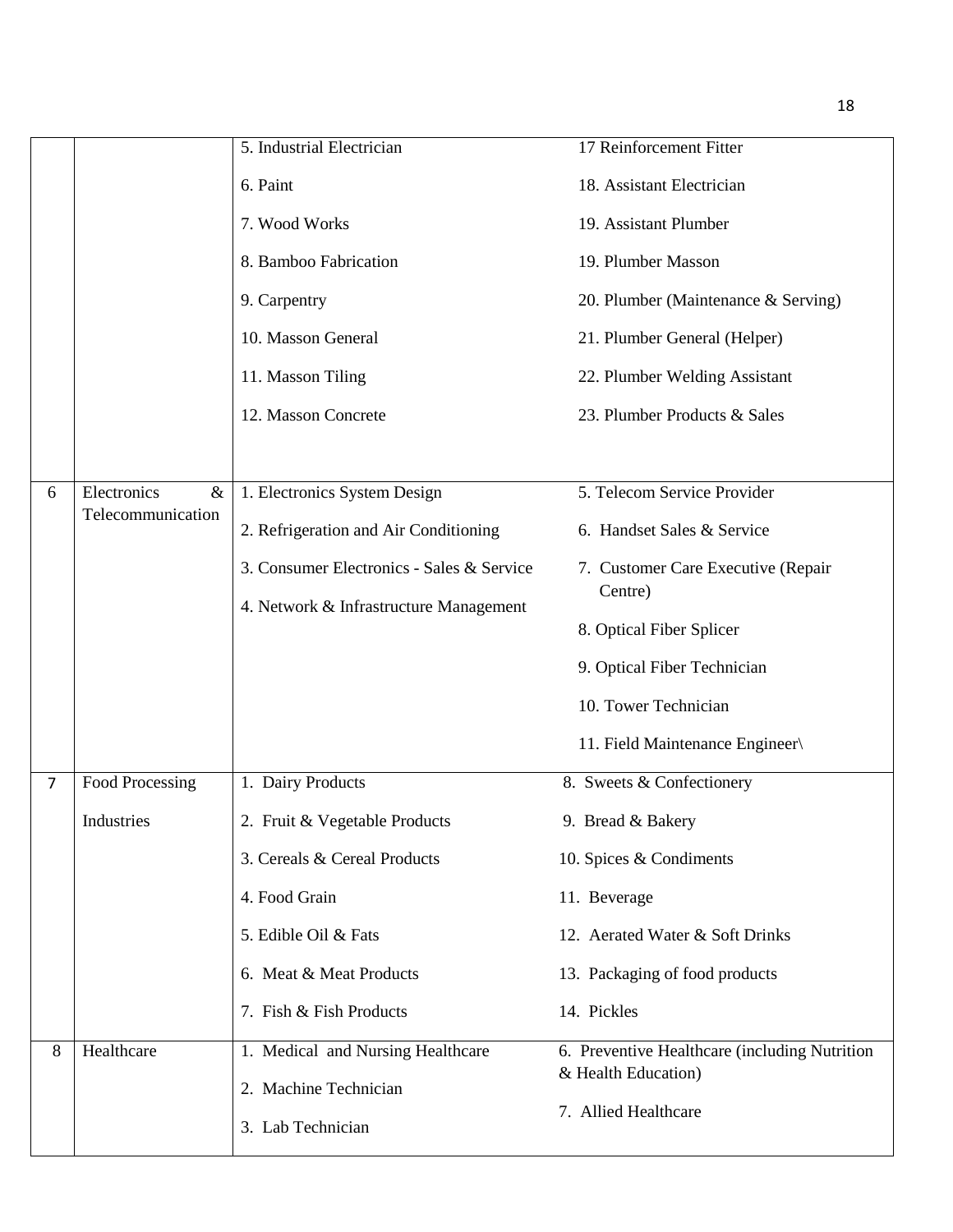| | | | |
|---|---|---|---|
| | | 5. Industrial Electrician<br>6. Paint<br>7. Wood Works<br>8. Bamboo Fabrication<br>9. Carpentry<br>10. Masson General<br>11. Masson Tiling<br>12. Masson Concrete | 17 Reinforcement Fitter<br>18. Assistant Electrician<br>19. Assistant Plumber<br>19. Plumber Masson<br>20. Plumber (Maintenance & Serving)<br>21. Plumber General (Helper)<br>22. Plumber Welding Assistant<br>23. Plumber Products & Sales |
| 6 | Electronics & Telecommunication | 1. Electronics System Design<br>2. Refrigeration and Air Conditioning<br>3. Consumer Electronics - Sales & Service<br>4. Network & Infrastructure Management | 5. Telecom Service Provider<br>6. Handset Sales & Service<br>7. Customer Care Executive (Repair Centre)<br>8. Optical Fiber Splicer<br>9. Optical Fiber Technician<br>10. Tower Technician<br>11. Field Maintenance Engineer\ |
| 7 | Food Processing Industries | 1. Dairy Products<br>2. Fruit & Vegetable Products<br>3. Cereals & Cereal Products<br>4. Food Grain<br>5. Edible Oil & Fats<br>6. Meat & Meat Products<br>7. Fish & Fish Products | 8. Sweets & Confectionery<br>9. Bread & Bakery<br>10. Spices & Condiments<br>11. Beverage<br>12. Aerated Water & Soft Drinks<br>13. Packaging of food products<br>14. Pickles |
| 8 | Healthcare | 1. Medical and Nursing Healthcare<br>2. Machine Technician<br>3. Lab Technician | 6. Preventive Healthcare (including Nutrition & Health Education)<br>7. Allied Healthcare |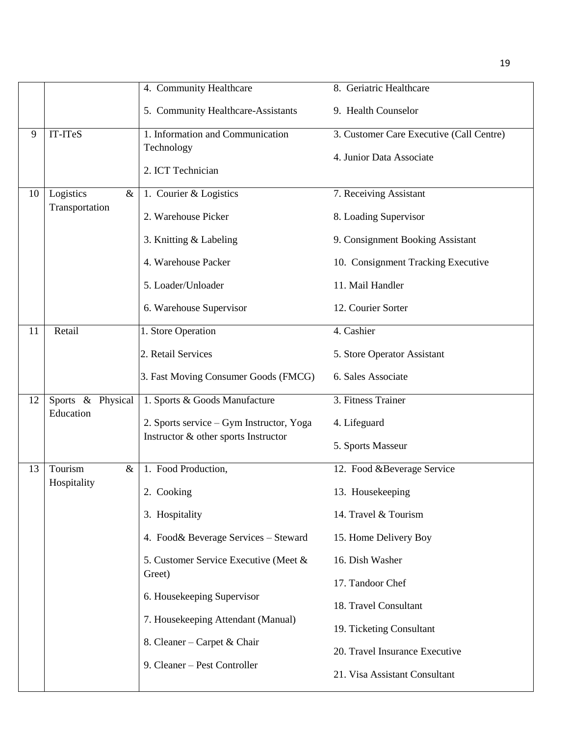| | | | |
|---|---|---|---|
| | | 4. Community Healthcare<br>5. Community Healthcare-Assistants | 8. Geriatric Healthcare<br>9. Health Counselor |
| 9 | IT-ITeS | 1. Information and Communication Technology<br>2. ICT Technician | 3. Customer Care Executive (Call Centre)<br>4. Junior Data Associate |
| 10 | Logistics & Transportation | 1. Courier & Logistics<br>2. Warehouse Picker<br>3. Knitting & Labeling<br>4. Warehouse Packer<br>5. Loader/Unloader<br>6. Warehouse Supervisor | 7. Receiving Assistant<br>8. Loading Supervisor<br>9. Consignment Booking Assistant<br>10. Consignment Tracking Executive<br>11. Mail Handler<br>12. Courier Sorter |
| 11 | Retail | 1. Store Operation<br>2. Retail Services<br>3. Fast Moving Consumer Goods (FMCG) | 4. Cashier<br>5. Store Operator Assistant<br>6. Sales Associate |
| 12 | Sports & Physical Education | 1. Sports & Goods Manufacture<br>2. Sports service – Gym Instructor, Yoga Instructor & other sports Instructor | 3. Fitness Trainer<br>4. Lifeguard<br>5. Sports Masseur |
| 13 | Tourism & Hospitality | 1. Food Production,<br>2. Cooking<br>3. Hospitality<br>4. Food& Beverage Services – Steward<br>5. Customer Service Executive (Meet & Greet)<br>6. Housekeeping Supervisor<br>7. Housekeeping Attendant (Manual)<br>8. Cleaner – Carpet & Chair<br>9. Cleaner – Pest Controller | 12. Food &Beverage Service<br>13. Housekeeping<br>14. Travel & Tourism<br>15. Home Delivery Boy<br>16. Dish Washer<br>17. Tandoor Chef<br>18. Travel Consultant<br>19. Ticketing Consultant<br>20. Travel Insurance Executive<br>21. Visa Assistant Consultant |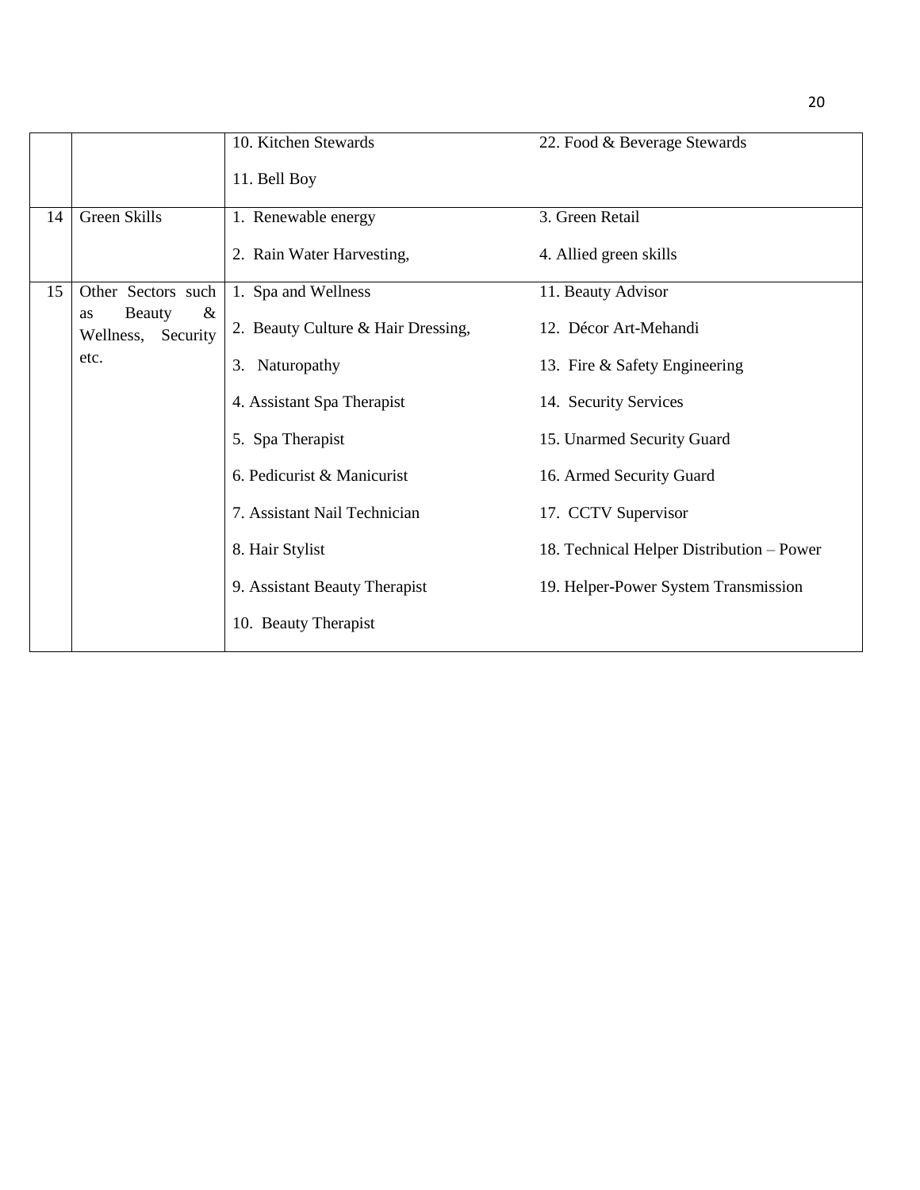| | | | |
|---|---|---|---|
| | | 10. Kitchen Stewards<br>11. Bell Boy | 22. Food & Beverage Stewards |
| 14 | Green Skills | 1. Renewable energy<br>2. Rain Water Harvesting, | 3. Green Retail<br>4. Allied green skills |
| 15 | Other Sectors such as Beauty & Wellness, Security etc. | 1. Spa and Wellness<br>2. Beauty Culture & Hair Dressing,<br>3. Naturopathy<br>4. Assistant Spa Therapist<br>5. Spa Therapist<br>6. Pedicurist & Manicurist<br>7. Assistant Nail Technician<br>8. Hair Stylist<br>9. Assistant Beauty Therapist<br>10. Beauty Therapist | 11. Beauty Advisor<br>12. Décor Art-Mehandi<br>13. Fire & Safety Engineering<br>14. Security Services<br>15. Unarmed Security Guard<br>16. Armed Security Guard<br>17. CCTV Supervisor<br>18. Technical Helper Distribution – Power<br>19. Helper-Power System Transmission |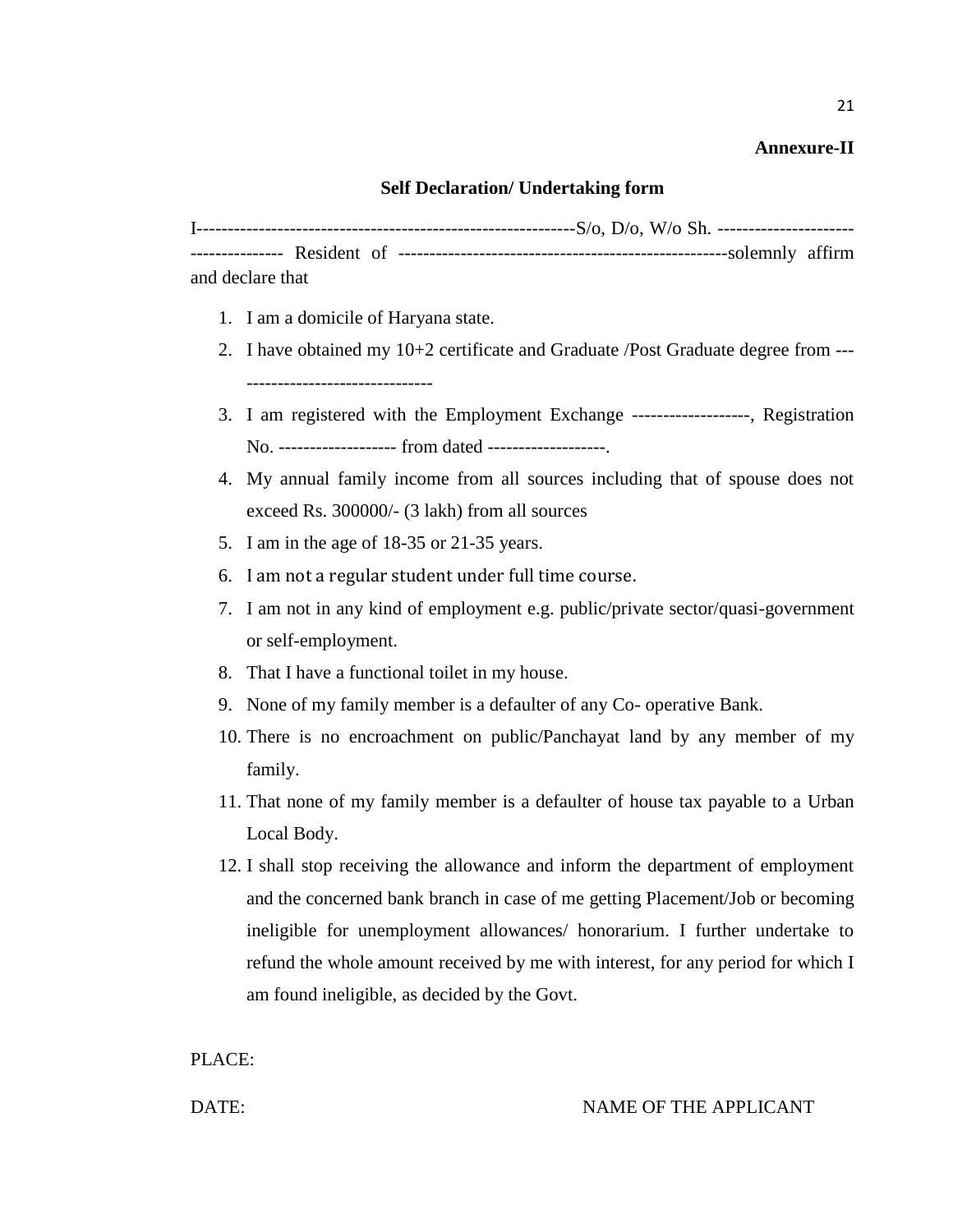**Annexure-II**

## Self Declaration/ Undertaking form

I-------------------------------------------------------------S/o, D/o, W/o Sh. ------------------------------------ Resident of ----------------------------------------------------solemnly affirm and declare that

1. I am a domicile of Haryana state.
2. I have obtained my 10+2 certificate and Graduate /Post Graduate degree from ---------------------------------
3. I am registered with the Employment Exchange -------------------, Registration No. ------------------- from dated -------------------.
4. My annual family income from all sources including that of spouse does not exceed Rs. 300000/- (3 lakh) from all sources
5. I am in the age of 18-35 or 21-35 years.
6. I am not a regular student under full time course.
7. I am not in any kind of employment e.g. public/private sector/quasi-government or self-employment.
8. That I have a functional toilet in my house.
9. None of my family member is a defaulter of any Co- operative Bank.
10. There is no encroachment on public/Panchayat land by any member of my family.
11. That none of my family member is a defaulter of house tax payable to a Urban Local Body.
12. I shall stop receiving the allowance and inform the department of employment and the concerned bank branch in case of me getting Placement/Job or becoming ineligible for unemployment allowances/ honorarium. I further undertake to refund the whole amount received by me with interest, for any period for which I am found ineligible, as decided by the Govt.

PLACE:

DATE: NAME OF THE APPLICANT